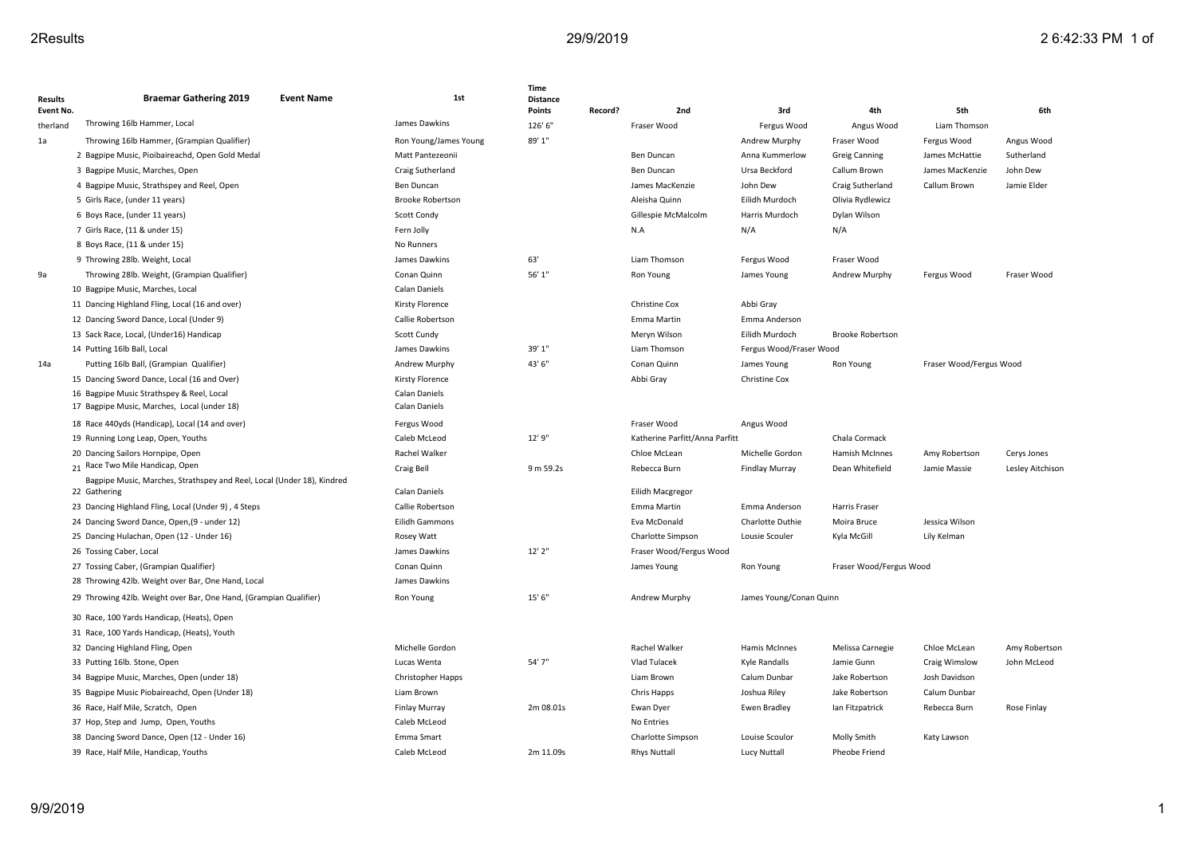| Results Event No. | Braemar Gathering 2019 Event Name | 1st | Time Distance Points | Record? | 2nd | 3rd | 4th | 5th | 6th |
|---|---|---|---|---|---|---|---|---|---|
| therland | Throwing 16lb Hammer, Local | James Dawkins | 126' 6" | | Fraser Wood | Fergus Wood | Angus Wood | Liam Thomson | |
| 1a | Throwing 16lb Hammer, (Grampian Qualifier) | Ron Young/James Young | 89' 1" | | | Andrew Murphy | Fraser Wood | Fergus Wood | Angus Wood |
| 2 | Bagpipe Music, Pioibaireachd, Open Gold Medal | Matt Pantezeonii | | | Ben Duncan | Anna Kummerlow | Greig Canning | James McHattie | Sutherland |
| 3 | Bagpipe Music, Marches, Open | Craig Sutherland | | | Ben Duncan | Ursa Beckford | Callum Brown | James MacKenzie | John Dew |
| 4 | Bagpipe Music, Strathspey and Reel, Open | Ben Duncan | | | James MacKenzie | John Dew | Craig Sutherland | Callum Brown | Jamie Elder |
| 5 | Girls Race, (under 11 years) | Brooke Robertson | | | Aleisha Quinn | Eilidh Murdoch | Olivia Rydlewicz | | |
| 6 | Boys Race, (under 11 years) | Scott Condy | | | Gillespie McMalcolm | Harris Murdoch | Dylan Wilson | | |
| 7 | Girls Race, (11 & under 15) | Fern Jolly | | | N.A | N/A | N/A | | |
| 8 | Boys Race, (11 & under 15) | No Runners | | | | | | | |
| 9 | Throwing 28lb. Weight, Local | James Dawkins | 63' | | Liam Thomson | Fergus Wood | Fraser Wood | | |
| 9a | Throwing 28lb. Weight, (Grampian Qualifier) | Conan Quinn | 56' 1" | | Ron Young | James Young | Andrew Murphy | Fergus Wood | Fraser Wood |
| 10 | Bagpipe Music, Marches, Local | Calan Daniels | | | | | | | |
| 11 | Dancing Highland Fling, Local (16 and over) | Kirsty Florence | | | Christine Cox | Abbi Gray | | | |
| 12 | Dancing Sword Dance, Local (Under 9) | Callie Robertson | | | Emma Martin | Emma Anderson | | | |
| 13 | Sack Race, Local, (Under16) Handicap | Scott Cundy | | | Meryn Wilson | Eilidh Murdoch | Brooke Robertson | | |
| 14 | Putting 16lb Ball, Local | James Dawkins | 39' 1" | | Liam Thomson | Fergus Wood/Fraser Wood | | | |
| 14a | Putting 16lb Ball, (Grampian Qualifier) | Andrew Murphy | 43' 6" | | Conan Quinn | James Young | Ron Young | Fraser Wood/Fergus Wood | |
| 15 | Dancing Sword Dance, Local (16 and Over) | Kirsty Florence | | | Abbi Gray | Christine Cox | | | |
| 16 | Bagpipe Music Strathspey & Reel, Local | Calan Daniels | | | | | | | |
| 17 | Bagpipe Music, Marches, Local (under 18) | Calan Daniels | | | | | | | |
| 18 | Race 440yds (Handicap), Local (14 and over) | Fergus Wood | | | Fraser Wood | Angus Wood | | | |
| 19 | Running Long Leap, Open, Youths | Caleb McLeod | 12' 9" | | Katherine Parfitt/Anna Parfitt | | Chala Cormack | | |
| 20 | Dancing Sailors Hornpipe, Open | Rachel Walker | | | Chloe McLean | Michelle Gordon | Hamish McInnes | Amy Robertson | Cerys Jones |
| 21 | Race Two Mile Handicap, Open | Craig Bell | 9 m 59.2s | | Rebecca Burn | Findlay Murray | Dean Whitefield | Jamie Massie | Lesley Aitchison |
| 22 | Bagpipe Music, Marches, Strathspey and Reel, Local (Under 18), Kindred Gathering | Calan Daniels | | | Eilidh Macgregor | | | | |
| 23 | Dancing Highland Fling, Local (Under 9) , 4 Steps | Callie Robertson | | | Emma Martin | Emma Anderson | Harris Fraser | | |
| 24 | Dancing Sword Dance, Open,(9 - under 12) | Eilidh Gammons | | | Eva McDonald | Charlotte Duthie | Moira Bruce | Jessica Wilson | |
| 25 | Dancing Hulachan, Open (12 - Under 16) | Rosey Watt | | | Charlotte Simpson | Lousie Scouler | Kyla McGill | Lily Kelman | |
| 26 | Tossing Caber, Local | James Dawkins | 12' 2" | | Fraser Wood/Fergus Wood | | | | |
| 27 | Tossing Caber, (Grampian Qualifier) | Conan Quinn | | | James Young | Ron Young | Fraser Wood/Fergus Wood | | |
| 28 | Throwing 42lb. Weight over Bar, One Hand, Local | James Dawkins | | | | | | | |
| 29 | Throwing 42lb. Weight over Bar, One Hand, (Grampian Qualifier) | Ron Young | 15' 6" | | Andrew Murphy | James Young/Conan Quinn | | | |
| 30 | Race, 100 Yards Handicap, (Heats), Open | | | | | | | | |
| 31 | Race, 100 Yards Handicap, (Heats), Youth | | | | | | | | |
| 32 | Dancing Highland Fling, Open | Michelle Gordon | | | Rachel Walker | Hamis McInnes | Melissa Carnegie | Chloe McLean | Amy Robertson |
| 33 | Putting 16lb. Stone, Open | Lucas Wenta | 54' 7" | | Vlad Tulacek | Kyle Randalls | Jamie Gunn | Craig Wimslow | John McLeod |
| 34 | Bagpipe Music, Marches, Open (under 18) | Christopher Happs | | | Liam Brown | Calum Dunbar | Jake Robertson | Josh Davidson | |
| 35 | Bagpipe Music Piobaireachd, Open (Under 18) | Liam Brown | | | Chris Happs | Joshua Riley | Jake Robertson | Calum Dunbar | |
| 36 | Race, Half Mile, Scratch, Open | Finlay Murray | 2m 08.01s | | Ewan Dyer | Ewen Bradley | Ian Fitzpatrick | Rebecca Burn | Rose Finlay |
| 37 | Hop, Step and Jump, Open, Youths | Caleb McLeod | | | No Entries | | | | |
| 38 | Dancing Sword Dance, Open (12 - Under 16) | Emma Smart | | | Charlotte Simpson | Louise Scoular | Molly Smith | Katy Lawson | |
| 39 | Race, Half Mile, Handicap, Youths | Caleb McLeod | 2m 11.09s | | Rhys Nuttall | Lucy Nuttall | Pheobe Friend | | |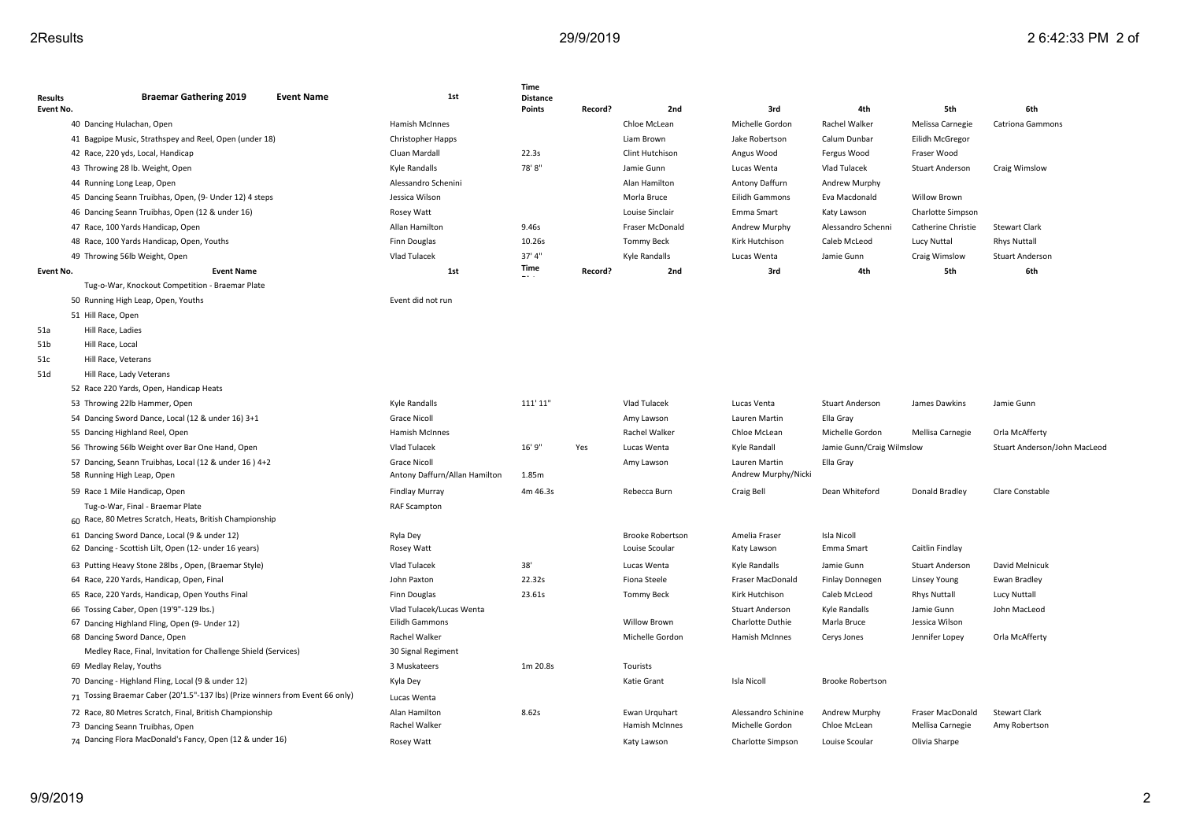| Results Event No. | Braemar Gathering 2019 Event Name | 1st | Time Distance Points | Record? | 2nd | 3rd | 4th | 5th | 6th |
|---|---|---|---|---|---|---|---|---|---|
| 40 | Dancing Hulachan, Open | Hamish McInnes | | | Chloe McLean | Michelle Gordon | Rachel Walker | Melissa Carnegie | Catriona Gammons |
| 41 | Bagpipe Music, Strathspey and Reel, Open (under 18) | Christopher Happs | | | Liam Brown | Jake Robertson | Calum Dunbar | Eilidh McGregor | |
| 42 | Race, 220 yds, Local, Handicap | Cluan Mardall | 22.3s | | Clint Hutchison | Angus Wood | Fergus Wood | Fraser Wood | |
| 43 | Throwing 28 lb. Weight, Open | Kyle Randalls | 78' 8" | | Jamie Gunn | Lucas Wenta | Vlad Tulacek | Stuart Anderson | Craig Wimslow |
| 44 | Running Long Leap, Open | Alessandro Schenini | | | Alan Hamilton | Antony Daffurn | Andrew Murphy | | |
| 45 | Dancing Seann Truibhas, Open, (9- Under 12) 4 steps | Jessica Wilson | | | Morla Bruce | Eilidh Gammons | Eva Macdonald | Willow Brown | |
| 46 | Dancing Seann Truibhas, Open (12 & under 16) | Rosey Watt | | | Louise Sinclair | Emma Smart | Katy Lawson | Charlotte Simpson | |
| 47 | Race, 100 Yards Handicap, Open | Allan Hamilton | 9.46s | | Fraser McDonald | Andrew Murphy | Alessandro Schenni | Catherine Christie | Stewart Clark |
| 48 | Race, 100 Yards Handicap, Open, Youths | Finn Douglas | 10.26s | | Tommy Beck | Kirk Hutchison | Caleb McLeod | Lucy Nuttal | Rhys Nuttall |
| 49 | Throwing 56lb Weight, Open | Vlad Tulacek | 37' 4" | | Kyle Randalls | Lucas Wenta | Jamie Gunn | Craig Wimslow | Stuart Anderson |
| **Event No.** | **Event Name** | **1st** | **Time** | **Record?** | **2nd** | **3rd** | **4th** | **5th** | **6th** |
| | Tug-o-War, Knockout Competition - Braemar Plate | | | | | | | | |
| 50 | Running High Leap, Open, Youths | Event did not run | | | | | | | |
| 51 | Hill Race, Open | | | | | | | | |
| 51a | Hill Race, Ladies | | | | | | | | |
| 51b | Hill Race, Local | | | | | | | | |
| 51c | Hill Race, Veterans | | | | | | | | |
| 51d | Hill Race, Lady Veterans | | | | | | | | |
| 52 | Race 220 Yards, Open, Handicap Heats | | | | | | | | |
| 53 | Throwing 22lb Hammer, Open | Kyle Randalls | 111' 11" | | Vlad Tulacek | Lucas Venta | Stuart Anderson | James Dawkins | Jamie Gunn |
| 54 | Dancing Sword Dance, Local (12 & under 16) 3+1 | Grace Nicoll | | | Amy Lawson | Lauren Martin | Ella Gray | | |
| 55 | Dancing Highland Reel, Open | Hamish McInnes | | | Rachel Walker | Chloe McLean | Michelle Gordon | Mellisa Carnegie | Orla McAfferty |
| 56 | Throwing 56lb Weight over Bar One Hand, Open | Vlad Tulacek | 16' 9" | Yes | Lucas Wenta | Kyle Randall | Jamie Gunn/Craig Wilmslow | | Stuart Anderson/John MacLeod |
| 57 | Dancing, Seann Truibhas, Local (12 & under 16 ) 4+2 | Grace Nicoll | | | Amy Lawson | Lauren Martin | Ella Gray | | |
| 58 | Running High Leap, Open | Antony Daffurn/Allan Hamilton | 1.85m | | | Andrew Murphy/Nicki | | | |
| 59 | Race 1 Mile Handicap, Open | Findlay Murray | 4m 46.3s | | Rebecca Burn | Craig Bell | Dean Whiteford | Donald Bradley | Clare Constable |
| | Tug-o-War, Final - Braemar Plate | RAF Scampton | | | | | | | |
| 60 | Race, 80 Metres Scratch, Heats, British Championship | | | | | | | | |
| 61 | Dancing Sword Dance, Local (9 & under 12) | Ryla Dey | | | Brooke Robertson | Amelia Fraser | Isla Nicoll | | |
| 62 | Dancing - Scottish Lilt, Open (12- under 16 years) | Rosey Watt | | | Louise Scoular | Katy Lawson | Emma Smart | Caitlin Findlay | |
| 63 | Putting Heavy Stone 28lbs , Open, (Braemar Style) | Vlad Tulacek | 38' | | Lucas Wenta | Kyle Randalls | Jamie Gunn | Stuart Anderson | David Melnicuk |
| 64 | Race, 220 Yards, Handicap, Open, Final | John Paxton | 22.32s | | Fiona Steele | Fraser MacDonald | Finlay Donnegen | Linsey Young | Ewan Bradley |
| 65 | Race, 220 Yards, Handicap, Open Youths Final | Finn Douglas | 23.61s | | Tommy Beck | Kirk Hutchison | Caleb McLeod | Rhys Nuttall | Lucy Nuttall |
| 66 | Tossing Caber, Open (19'9"-129 lbs.) | Vlad Tulacek/Lucas Wenta | | | | Stuart Anderson | Kyle Randalls | Jamie Gunn | John MacLeod |
| 67 | Dancing Highland Fling, Open (9- Under 12) | Eilidh Gammons | | | Willow Brown | Charlotte Duthie | Marla Bruce | Jessica Wilson | |
| 68 | Dancing Sword Dance, Open | Rachel Walker | | | Michelle Gordon | Hamish McInnes | Cerys Jones | Jennifer Lopey | Orla McAfferty |
| | Medley Race, Final, Invitation for Challenge Shield (Services) | 30 Signal Regiment | | | | | | | |
| 69 | Medley Relay, Youths | 3 Muskateers | 1m 20.8s | | Tourists | | | | |
| 70 | Dancing - Highland Fling, Local (9 & under 12) | Kyla Dey | | | Katie Grant | Isla Nicoll | Brooke Robertson | | |
| 71 | Tossing Braemar Caber (20'1.5"-137 lbs) (Prize winners from Event 66 only) | Lucas Wenta | | | | | | | |
| 72 | Race, 80 Metres Scratch, Final, British Championship | Alan Hamilton | 8.62s | | Ewan Urquhart | Alessandro Schinine | Andrew Murphy | Fraser MacDonald | Stewart Clark |
| 73 | Dancing Seann Truibhas, Open | Rachel Walker | | | Hamish McInnes | Michelle Gordon | Chloe McLean | Mellisa Carnegie | Amy Robertson |
| 74 | Dancing Flora MacDonald's Fancy, Open (12 & under 16) | Rosey Watt | | | Katy Lawson | Charlotte Simpson | Louise Scoular | Olivia Sharpe | |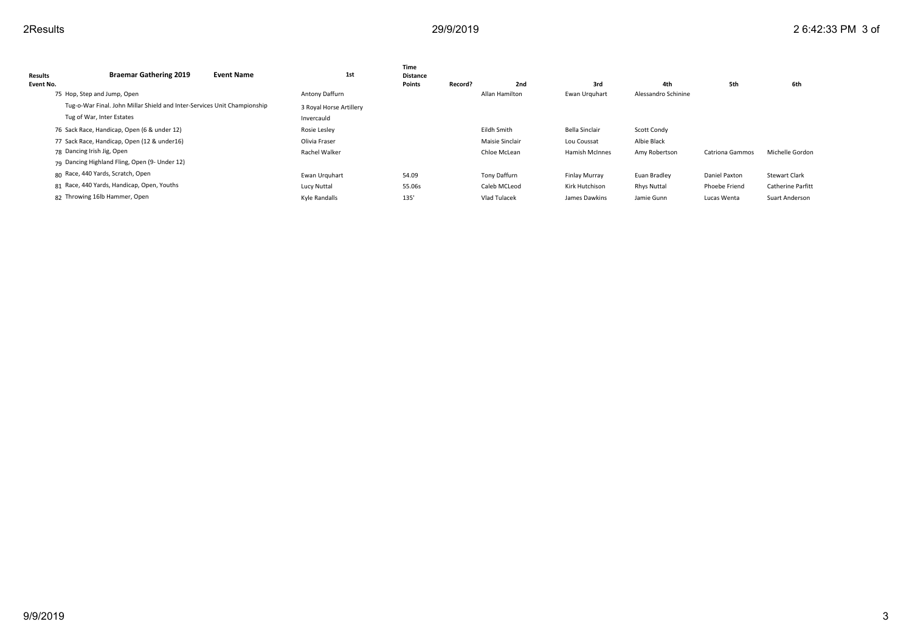| Results Event No. | Braemar Gathering 2019 Event Name | 1st | Time Distance Points | Record? | 2nd | 3rd | 4th | 5th | 6th |
|---|---|---|---|---|---|---|---|---|---|
| 75 | Hop, Step and Jump, Open | Antony Daffurn | | | Allan Hamilton | Ewan Urquhart | Alessandro Schinine | | |
| | Tug-o-War Final. John Millar Shield and Inter-Services Unit Championship | 3 Royal Horse Artillery | | | | | | | |
| | Tug of War, Inter Estates | Invercauld | | | | | | | |
| 76 | Sack Race, Handicap, Open (6 & under 12) | Rosie Lesley | | | Eildh Smith | Bella Sinclair | Scott Condy | | |
| 77 | Sack Race, Handicap, Open (12 & under16) | Olivia Fraser | | | Maisie Sinclair | Lou Coussat | Albie Black | | |
| 78 | Dancing Irish Jig, Open | Rachel Walker | | | Chloe McLean | Hamish McInnes | Amy Robertson | Catriona Gammos | Michelle Gordon |
| 79 | Dancing Highland Fling, Open (9- Under 12) | | | | | | | | |
| 80 | Race, 440 Yards, Scratch, Open | Ewan Urquhart | 54.09 | | Tony Daffurn | Finlay Murray | Euan Bradley | Daniel Paxton | Stewart Clark |
| 81 | Race, 440 Yards, Handicap, Open, Youths | Lucy Nuttal | 55.06s | | Caleb MCLeod | Kirk Hutchison | Rhys Nuttal | Phoebe Friend | Catherine Parfitt |
| 82 | Throwing 16lb Hammer, Open | Kyle Randalls | 135' | | Vlad Tulacek | James Dawkins | Jamie Gunn | Lucas Wenta | Suart Anderson |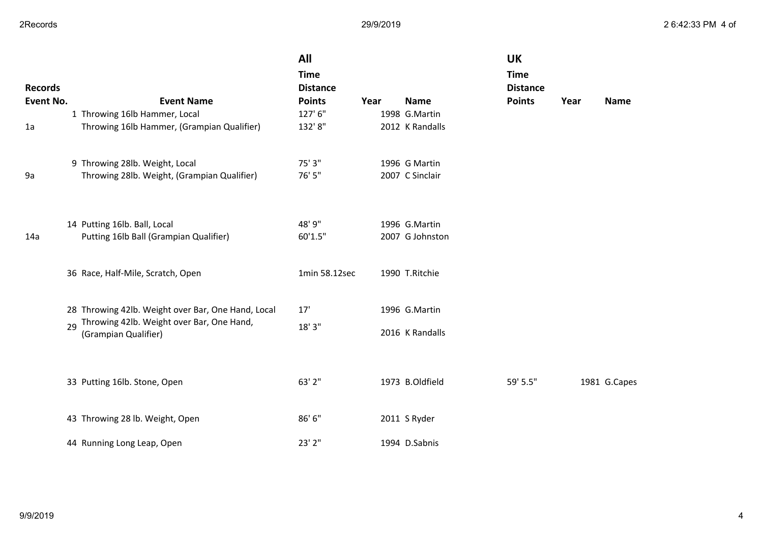| Records Event No. | | Event Name | All Time Distance Points | Year | Name | UK Time Distance Points | Year | Name |
|---|---|---|---|---|---|---|---|---|
| | 1 | Throwing 16lb Hammer, Local | 127' 6" | 1998 | G.Martin | | | |
| 1a | | Throwing 16lb Hammer, (Grampian Qualifier) | 132' 8" | 2012 | K Randalls | | | |
| | 9 | Throwing 28lb. Weight, Local | 75' 3" | 1996 | G Martin | | | |
| 9a | | Throwing 28lb. Weight, (Grampian Qualifier) | 76' 5" | 2007 | C Sinclair | | | |
| | 14 | Putting 16lb. Ball, Local | 48' 9" | 1996 | G.Martin | | | |
| 14a | | Putting 16lb Ball (Grampian Qualifier) | 60'1.5" | 2007 | G Johnston | | | |
| | 36 | Race, Half-Mile, Scratch, Open | 1min 58.12sec | 1990 | T.Ritchie | | | |
| | 28 | Throwing 42lb. Weight over Bar, One Hand, Local | 17' | 1996 | G.Martin | | | |
| | 29 | Throwing 42lb. Weight over Bar, One Hand, (Grampian Qualifier) | 18' 3" | 2016 | K Randalls | | | |
| | 33 | Putting 16lb. Stone, Open | 63' 2" | 1973 | B.Oldfield | 59' 5.5" | 1981 | G.Capes |
| | 43 | Throwing 28 lb. Weight, Open | 86' 6" | 2011 | S Ryder | | | |
| | 44 | Running Long Leap, Open | 23' 2" | 1994 | D.Sabnis | | | |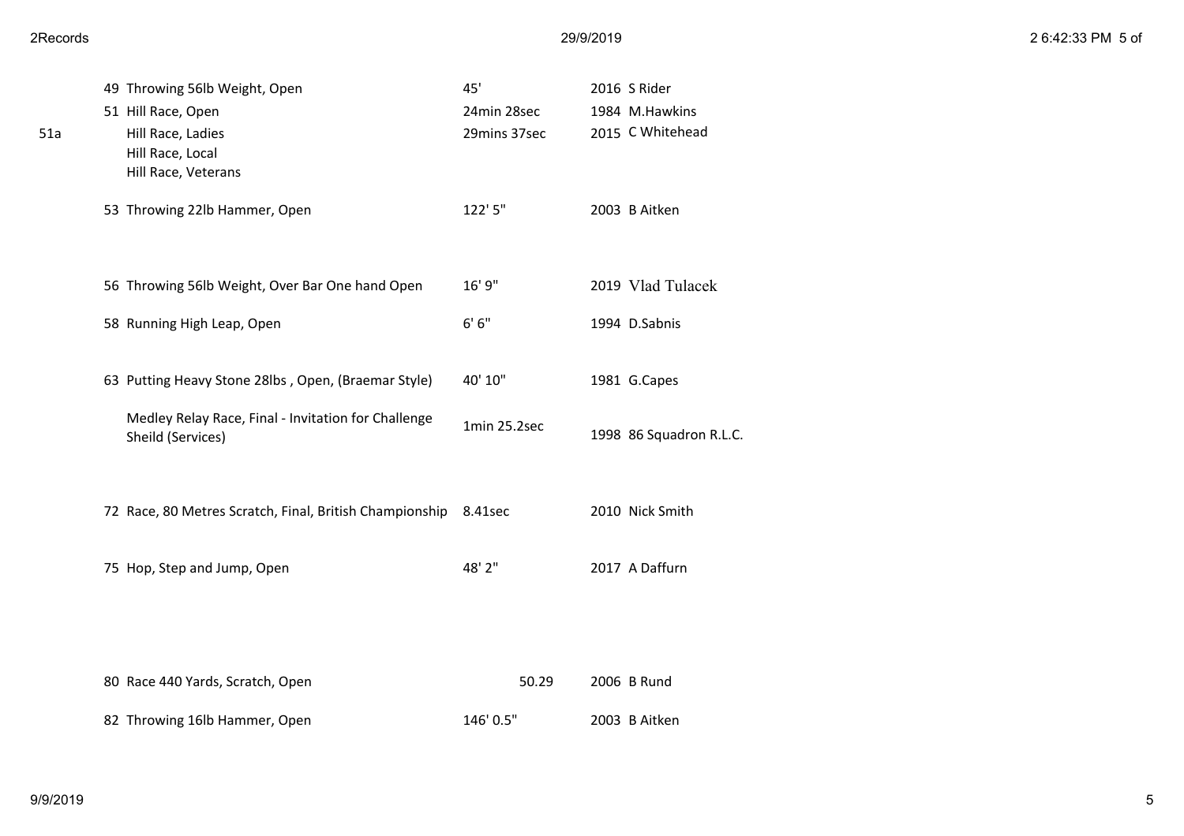| | | | | |
|---|---|---|---|---|
| | 49 Throwing 56lb Weight, Open | 45' | 2016 | S Rider |
| | 51 Hill Race, Open | 24min 28sec | 1984 | M.Hawkins |
| 51a | Hill Race, Ladies | 29mins 37sec | 2015 | C Whitehead |
| | Hill Race, Local | | | |
| | Hill Race, Veterans | | | |
| | 53 Throwing 22lb Hammer, Open | 122' 5" | 2003 | B Aitken |
| | 56 Throwing 56lb Weight, Over Bar One hand Open | 16' 9" | 2019 | Vlad Tulacek |
| | 58 Running High Leap, Open | 6' 6" | 1994 | D.Sabnis |
| | 63 Putting Heavy Stone 28lbs , Open, (Braemar Style) | 40' 10" | 1981 | G.Capes |
| | Medley Relay Race, Final - Invitation for Challenge Sheild (Services) | 1min 25.2sec | 1998 | 86 Squadron R.L.C. |
| | 72 Race, 80 Metres Scratch, Final, British Championship | 8.41sec | 2010 | Nick Smith |
| | 75 Hop, Step and Jump, Open | 48' 2" | 2017 | A Daffurn |
| | 80 Race 440 Yards, Scratch, Open | 50.29 | 2006 | B Rund |
| | 82 Throwing 16lb Hammer, Open | 146' 0.5" | 2003 | B Aitken |